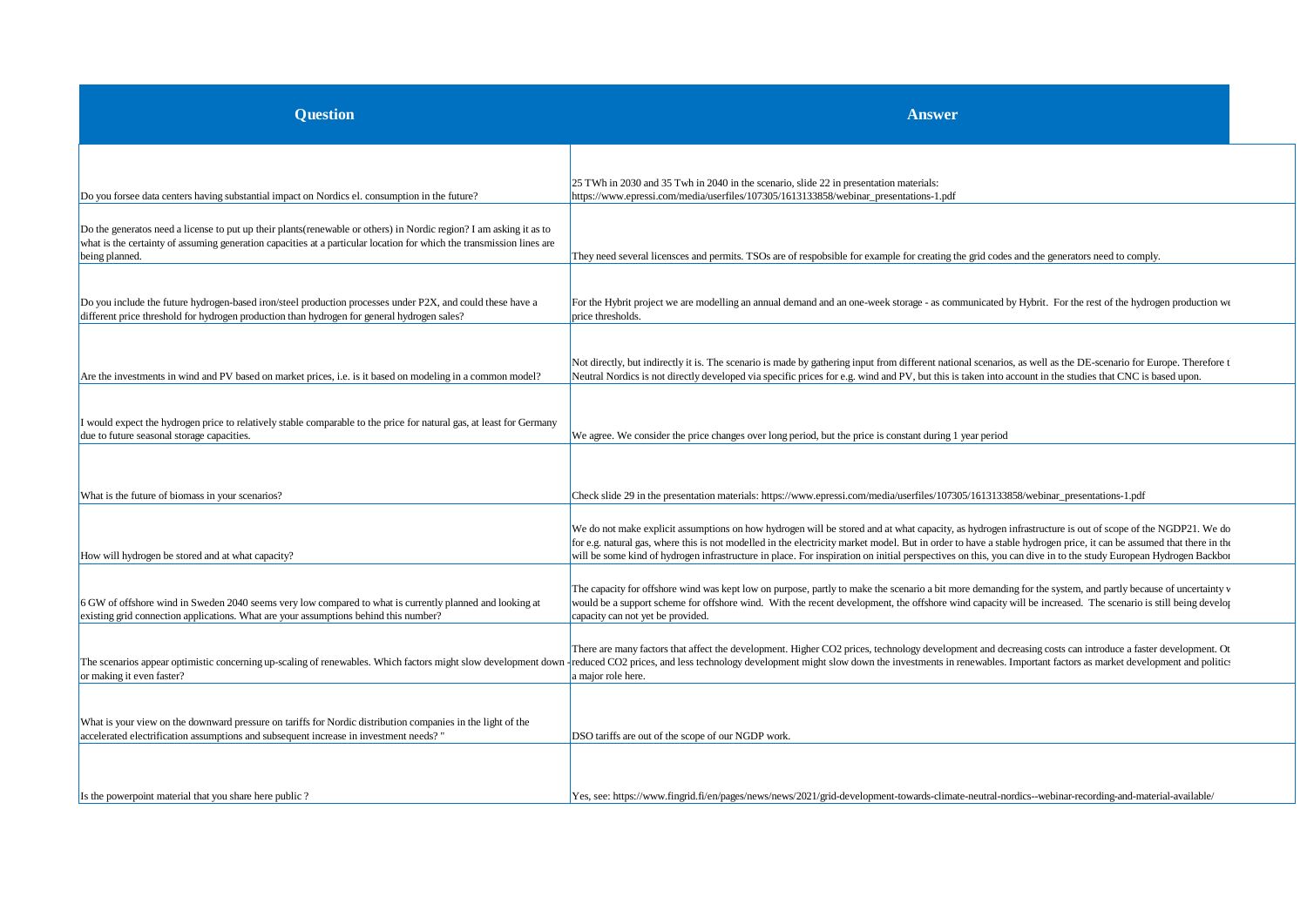| Question | Answer |
| --- | --- |
| Do you forsee data centers having substantial impact on Nordics el. consumption in the future? | 25 TWh in 2030 and 35 Twh in 2040 in the scenario, slide 22 in presentation materials: https://www.epressi.com/media/userfiles/107305/1613133858/webinar_presentations-1.pdf |
| Do the generatos need a license to put up their plants(renewable or others) in Nordic region? I am asking it as to what is the certainty of assuming generation capacities at a particular location for which the transmission lines are being planned. | They need several licensces and permits. TSOs are of respobsible for example for creating the grid codes and the generators need to comply. |
| Do you include the future hydrogen-based iron/steel production processes under P2X, and could these have a different price threshold for hydrogen production than hydrogen for general hydrogen sales? | For the Hybrit project we are modelling an annual demand and an one-week storage - as communicated by Hybrit. For the rest of the hydrogen production we price thresholds. |
| Are the investments in wind and PV based on market prices, i.e. is it based on modeling in a common model? | Not directly, but indirectly it is. The scenario is made by gathering input from different national scenarios, as well as the DE-scenario for Europe. Therefore t Neutral Nordics is not directly developed via specific prices for e.g. wind and PV, but this is taken into account in the studies that CNC is based upon. |
| I would expect the hydrogen price to relatively stable comparable to the price for natural gas, at least for Germany due to future seasonal storage capacities. | We agree. We consider the price changes over long period, but the price is constant during 1 year period |
| What is the future of biomass in your scenarios? | Check slide 29 in the presentation materials: https://www.epressi.com/media/userfiles/107305/1613133858/webinar_presentations-1.pdf |
| How will hydrogen be stored and at what capacity? | We do not make explicit assumptions on how hydrogen will be stored and at what capacity, as hydrogen infrastructure is out of scope of the NGDP21. We do for e.g. natural gas, where this is not modelled in the electricity market model. But in order to have a stable hydrogen price, it can be assumed that there in the will be some kind of hydrogen infrastructure in place. For inspiration on initial perspectives on this, you can dive in to the study European Hydrogen Backbon |
| 6 GW of offshore wind in Sweden 2040 seems very low compared to what is currently planned and looking at existing grid connection applications. What are your assumptions behind this number? | The capacity for offshore wind was kept low on purpose, partly to make the scenario a bit more demanding for the system, and partly because of uncertainty v would be a support scheme for offshore wind. With the recent development, the offshore wind capacity will be increased. The scenario is still being develop capacity can not yet be provided. |
| The scenarios appear optimistic concerning up-scaling of renewables. Which factors might slow development down or making it even faster? | There are many factors that affect the development. Higher CO2 prices, technology development and decreasing costs can introduce a faster development. Ot reduced CO2 prices, and less technology development might slow down the investments in renewables. Important factors as market development and politics a major role here. |
| What is your view on the downward pressure on tariffs for Nordic distribution companies in the light of the accelerated electrification assumptions and subsequent increase in investment needs? " | DSO tariffs are out of the scope of our NGDP work. |
| Is the powerpoint material that you share here public ? | Yes, see: https://www.fingrid.fi/en/pages/news/news/2021/grid-development-towards-climate-neutral-nordics--webinar-recording-and-material-available/ |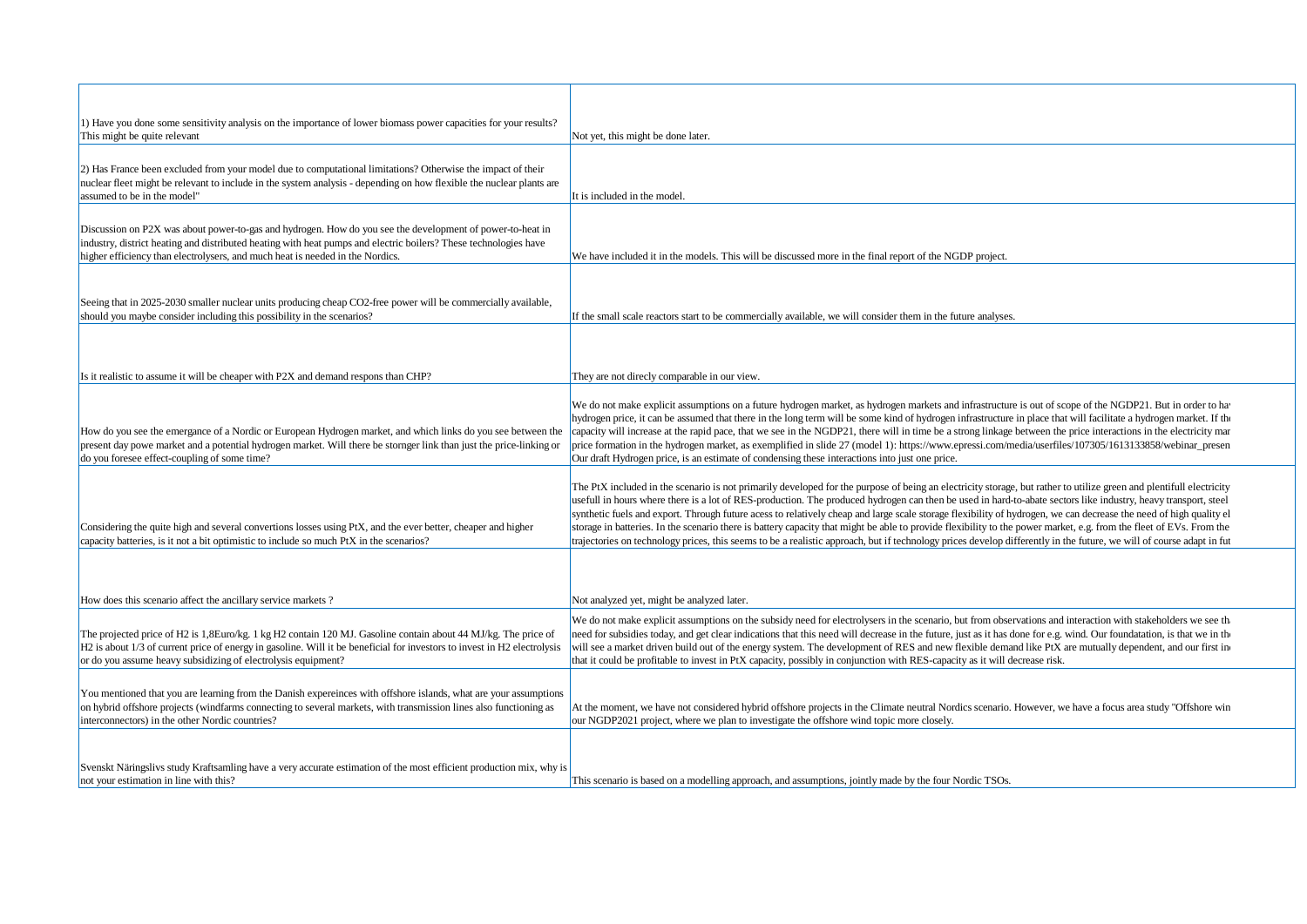| | |
|---|---|
| 1) Have you done some sensitivity analysis on the importance of lower biomass power capacities for your results? This might be quite relevant | Not yet, this might be done later. |
| 2) Has France been excluded from your model due to computational limitations? Otherwise the impact of their nuclear fleet might be relevant to include in the system analysis - depending on how flexible the nuclear plants are assumed to be in the model" | It is included in the model. |
| Discussion on P2X was about power-to-gas and hydrogen. How do you see the development of power-to-heat in industry, district heating and distributed heating with heat pumps and electric boilers? These technologies have higher efficiency than electrolysers, and much heat is needed in the Nordics. | We have included it in the models. This will be discussed more in the final report of the NGDP project. |
| Seeing that in 2025-2030 smaller nuclear units producing cheap CO2-free power will be commercially available, should you maybe consider including this possibility in the scenarios? | If the small scale reactors start to be commercially available, we will consider them in the future analyses. |
| Is it realistic to assume it will be cheaper with P2X and demand respons than CHP? | They are not direcly comparable in our view. |
| How do you see the emergance of a Nordic or European Hydrogen market, and which links do you see between the present day powe market and a potential hydrogen market. Will there be stornger link than just the price-linking or do you foresee effect-coupling of some time? | We do not make explicit assumptions on a future hydrogen market, as hydrogen markets and infrastructure is out of scope of the NGDP21. But in order to hav hydrogen price, it can be assumed that there in the long term will be some kind of hydrogen infrastructure in place that will facilitate a hydrogen market. If the capacity will increase at the rapid pace, that we see in the NGDP21, there will in time be a strong linkage between the price interactions in the electricity mar price formation in the hydrogen market, as exemplified in slide 27 (model 1): https://www.epressi.com/media/userfiles/107305/1613133858/webinar_presen Our draft Hydrogen price, is an estimate of condensing these interactions into just one price. |
| Considering the quite high and several convertions losses using PtX, and the ever better, cheaper and higher capacity batteries, is it not a bit optimistic to include so much PtX in the scenarios? | The PtX included in the scenario is not primarily developed for the purpose of being an electricity storage, but rather to utilize green and plentifull electricity usefull in hours where there is a lot of RES-production. The produced hydrogen can then be used in hard-to-abate sectors like industry, heavy transport, steel synthetic fuels and export. Through future acess to relatively cheap and large scale storage flexibility of hydrogen, we can decrease the need of high quality el storage in batteries. In the scenario there is battery capacity that might be able to provide flexibility to the power market, e.g. from the fleet of EVs. From the trajectories on technology prices, this seems to be a realistic approach, but if technology prices develop differently in the future, we will of course adapt in fut |
| How does this scenario affect the ancillary service markets ? | Not analyzed yet, might be analyzed later. |
| The projected price of H2 is 1,8Euro/kg. 1 kg H2 contain 120 MJ. Gasoline contain about 44 MJ/kg. The price of H2 is about 1/3 of current price of energy in gasoline. Will it be beneficial for investors to invest in H2 electrolysis or do you assume heavy subsidizing of electrolysis equipment? | We do not make explicit assumptions on the subsidy need for electrolysers in the scenario, but from observations and interaction with stakeholders we see th need for subsidies today, and get clear indications that this need will decrease in the future, just as it has done for e.g. wind. Our foundatation, is that we in th will see a market driven build out of the energy system. The development of RES and new flexible demand like PtX are mutually dependent, and our first in that it could be profitable to invest in PtX capacity, possibly in conjunction with RES-capacity as it will decrease risk. |
| You mentioned that you are learning from the Danish expereinces with offshore islands, what are your assumptions on hybrid offshore projects (windfarms connecting to several markets, with transmission lines also functioning as interconnectors) in the other Nordic countries? | At the moment, we have not considered hybrid offshore projects in the Climate neutral Nordics scenario. However, we have a focus area study "Offshore win our NGDP2021 project, where we plan to investigate the offshore wind topic more closely. |
| Svenskt Näringslivs study Kraftsamling have a very accurate estimation of the most efficient production mix, why is not your estimation in line with this? | This scenario is based on a modelling approach, and assumptions, jointly made by the four Nordic TSOs. |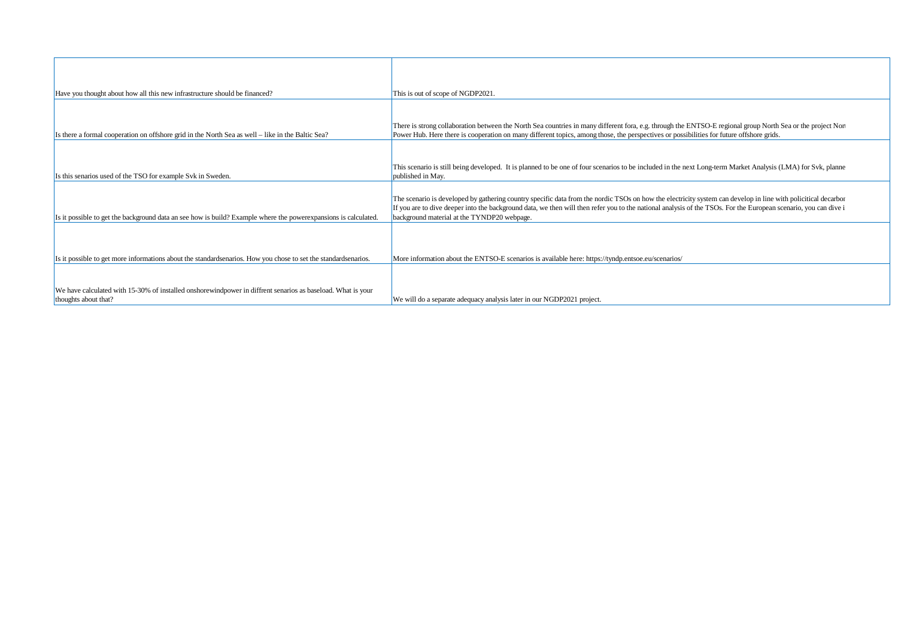| | |
|---|---|
| Have you thought about how all this new infrastructure should be financed? | This is out of scope of NGDP2021. |
| Is there a formal cooperation on offshore grid in the North Sea as well – like in the Baltic Sea? | There is strong collaboration between the North Sea countries in many different fora, e.g. through the ENTSO-E regional group North Sea or the project Nor Power Hub. Here there is cooperation on many different topics, among those, the perspectives or possibilities for future offshore grids. |
| Is this senarios used of the TSO for example Svk in Sweden. | This scenario is still being developed. It is planned to be one of four scenarios to be included in the next Long-term Market Analysis (LMA) for Svk, planne published in May. |
| Is it possible to get the background data an see how is build? Example where the powerexpansions is calculated. | The scenario is developed by gathering country specific data from the nordic TSOs on how the electricity system can develop in line with policitical decarbor If you are to dive deeper into the background data, we then will then refer you to the national analysis of the TSOs. For the European scenario, you can dive i background material at the TYNDP20 webpage. |
| Is it possible to get more informations about the standardsenarios. How you chose to set the standardsenarios. | More information about the ENTSO-E scenarios is available here: https://tyndp.entsoe.eu/scenarios/ |
| We have calculated with 15-30% of installed onshorewindpower in diffrent senarios as baseload. What is your thoughts about that? | We will do a separate adequacy analysis later in our NGDP2021 project. |